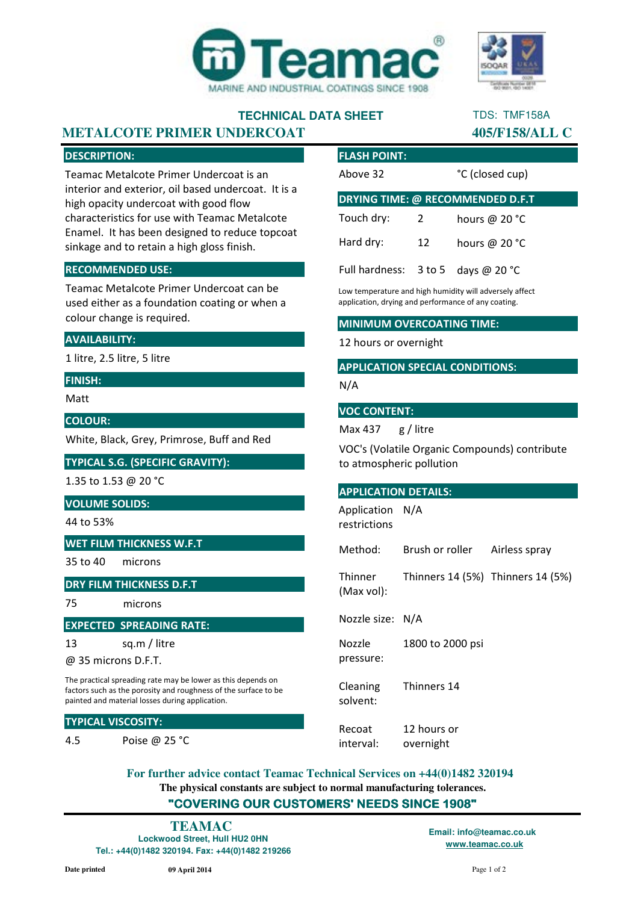# Teamac

MARINE AND INDUSTRIAL COATINGS SINCE 1908

## TECHNICAL DATA SHEET

TDS: TMF158A

## METALCOTE PRIMER UNDERCOAT

**405/F158/ALL C**

### DESCRIPTION:

Teamac Metalcote Primer Undercoat is an interior and exterior, oil based undercoat. It is a high opacity undercoat with good flow characteristics for use with Teamac Metalcote Enamel. It has been designed to reduce topcoat sinkage and to retain a high gloss finish.

### RECOMMENDED USE:

Teamac Metalcote Primer Undercoat can be used either as a foundation coating or when a colour change is required.

### AVAILABILITY:

1 litre, 2.5 litre, 5 litre

### FINISH:

Matt

### COLOUR:

White, Black, Grey, Primrose, Buff and Red

### TYPICAL S.G. (SPECIFIC GRAVITY):

1.35 to 1.53 @ 20 °C

### VOLUME SOLIDS:

44 to 53%

### WET FILM THICKNESS W.F.T

35 to 40 microns

### DRY FILM THICKNESS D.F.T

75 microns

### EXPECTED SPREADING RATE:

13 sq.m / litre

@ 35 microns D.F.T.

The practical spreading rate may be lower as this depends on factors such as the porosity and roughness of the surface to be painted and material losses during application.

### TYPICAL VISCOSITY:

4.5 Poise @ 25 °C

### FLASH POINT:

Above 32 °C (closed cup)

### DRYING TIME: @ RECOMMENDED D.F.T

| | | |
|---|---|---|
| Touch dry: | 2 | hours @ 20 °C |
| Hard dry: | 12 | hours @ 20 °C |
| Full hardness: | 3 to 5 | days @ 20 °C |

Low temperature and high humidity will adversely affect application, drying and performance of any coating.

### MINIMUM OVERCOATING TIME:

12 hours or overnight

### APPLICATION SPECIAL CONDITIONS:

N/A

### VOC CONTENT:

Max 437 g / litre

VOC's (Volatile Organic Compounds) contribute to atmospheric pollution

### APPLICATION DETAILS:

| | | |
|---|---|---|
| Application restrictions | N/A | |
| Method: | Brush or roller | Airless spray |
| Thinner (Max vol): | Thinners 14 (5%) | Thinners 14 (5%) |
| Nozzle size: | N/A | |
| Nozzle pressure: | 1800 to 2000 psi | |
| Cleaning solvent: | Thinners 14 | |
| Recoat interval: | 12 hours or overnight | |

**For further advice contact Teamac Technical Services on +44(0)1482 320194**

**The physical constants are subject to normal manufacturing tolerances.**

**"COVERING OUR CUSTOMERS' NEEDS SINCE 1908"**

**TEAMAC**
Lockwood Street, Hull HU2 0HN
Tel.: +44(0)1482 320194. Fax: +44(0)1482 219266

Email: info@teamac.co.uk
www.teamac.co.uk

Date printed 09 April 2014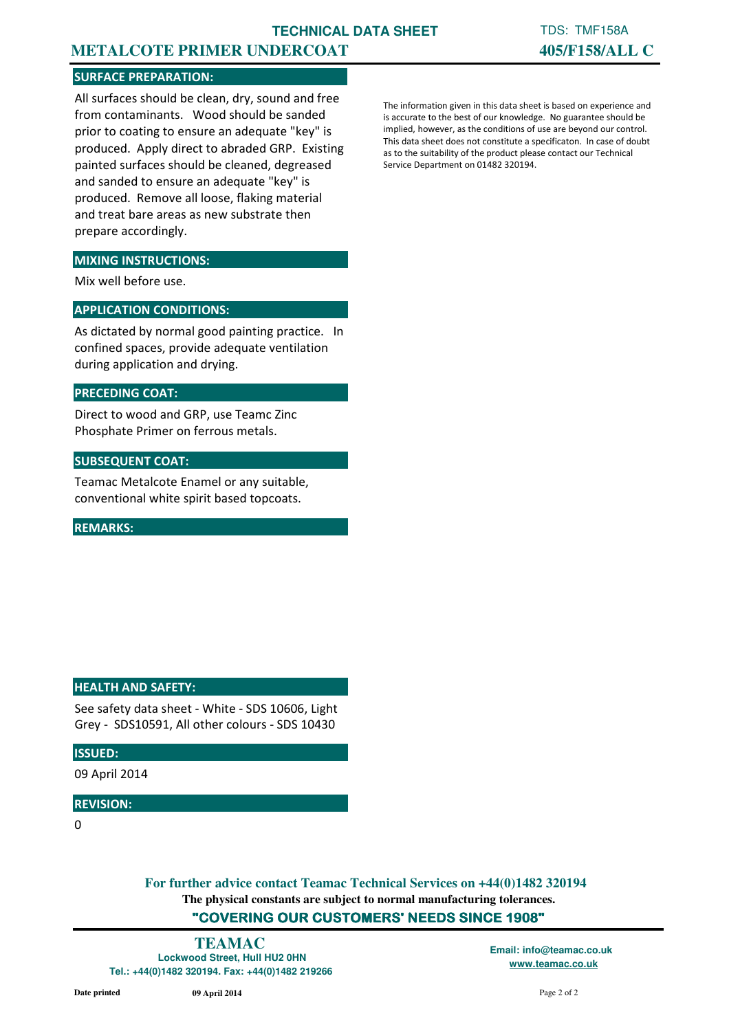# TECHNICAL DATA SHEET

## METALCOTE PRIMER UNDERCOAT

TDS: TMF158A

**405/F158/ALL C**

### SURFACE PREPARATION:

All surfaces should be clean, dry, sound and free from contaminants. Wood should be sanded prior to coating to ensure an adequate "key" is produced. Apply direct to abraded GRP. Existing painted surfaces should be cleaned, degreased and sanded to ensure an adequate "key" is produced. Remove all loose, flaking material and treat bare areas as new substrate then prepare accordingly.

### MIXING INSTRUCTIONS:

Mix well before use.

### APPLICATION CONDITIONS:

As dictated by normal good painting practice. In confined spaces, provide adequate ventilation during application and drying.

### PRECEDING COAT:

Direct to wood and GRP, use Teamc Zinc Phosphate Primer on ferrous metals.

### SUBSEQUENT COAT:

Teamac Metalcote Enamel or any suitable, conventional white spirit based topcoats.

### REMARKS:

### HEALTH AND SAFETY:

See safety data sheet - White - SDS 10606, Light Grey - SDS10591, All other colours - SDS 10430

### ISSUED:

09 April 2014

### REVISION:

0

The information given in this data sheet is based on experience and is accurate to the best of our knowledge. No guarantee should be implied, however, as the conditions of use are beyond our control. This data sheet does not constitute a specificaton. In case of doubt as to the suitability of the product please contact our Technical Service Department on 01482 320194.

**For further advice contact Teamac Technical Services on +44(0)1482 320194**

**The physical constants are subject to normal manufacturing tolerances.**

**"COVERING OUR CUSTOMERS' NEEDS SINCE 1908"**

**TEAMAC**
Lockwood Street, Hull HU2 0HN
Tel.: +44(0)1482 320194. Fax: +44(0)1482 219266

Email: info@teamac.co.uk
www.teamac.co.uk

Date printed 09 April 2014